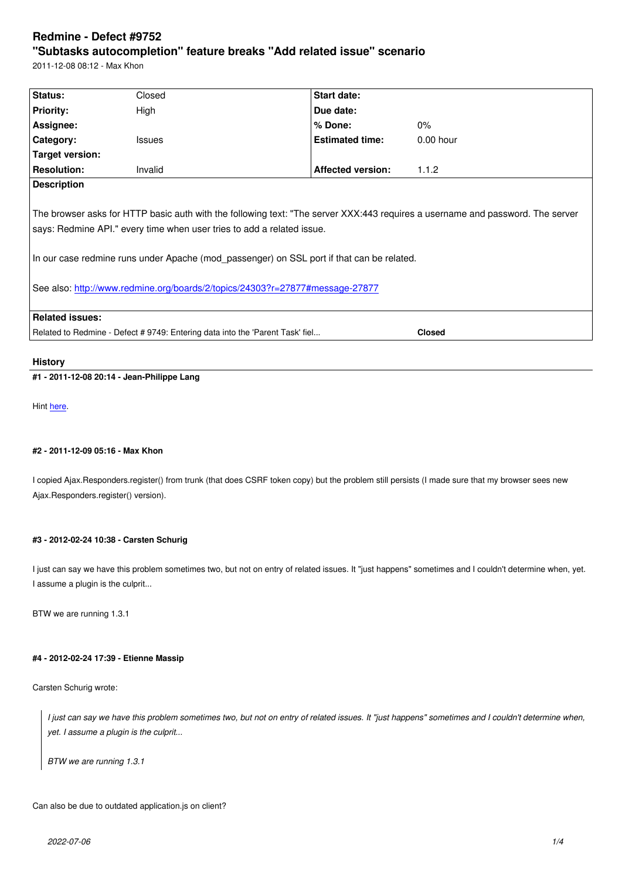# Redmine - Defect #9752

## "Subtasks autocompletion" feature breaks "Add related issue" scenario

2011-12-08 08:12 - Max Khon

| | | | |
|---|---|---|---|
| **Status:** | Closed | **Start date:** | |
| **Priority:** | High | **Due date:** | |
| **Assignee:** | | **% Done:** | 0% |
| **Category:** | Issues | **Estimated time:** | 0.00 hour |
| **Target version:** | | | |
| **Resolution:** | Invalid | **Affected version:** | 1.1.2 |

**Description**

The browser asks for HTTP basic auth with the following text: "The server XXX:443 requires a username and password. The server says: Redmine API." every time when user tries to add a related issue.

In our case redmine runs under Apache (mod_passenger) on SSL port if that can be related.

See also: [http://www.redmine.org/boards/2/topics/24303?r=27877#message-27877](http://www.redmine.org/boards/2/topics/24303?r=27877#message-27877)

**Related issues:**

| | |
|---|---|
| Related to Redmine - Defect # 9749: Entering data into the 'Parent Task' fiel... | **Closed** |

## History

#### #1 - 2011-12-08 20:14 - Jean-Philippe Lang

Hint here.

#### #2 - 2011-12-09 05:16 - Max Khon

I copied Ajax.Responders.register() from trunk (that does CSRF token copy) but the problem still persists (I made sure that my browser sees new Ajax.Responders.register() version).

#### #3 - 2012-02-24 10:38 - Carsten Schurig

I just can say we have this problem sometimes two, but not on entry of related issues. It "just happens" sometimes and I couldn't determine when, yet. I assume a plugin is the culprit...

BTW we are running 1.3.1

#### #4 - 2012-02-24 17:39 - Etienne Massip

Carsten Schurig wrote:

> *I just can say we have this problem sometimes two, but not on entry of related issues. It "just happens" sometimes and I couldn't determine when, yet. I assume a plugin is the culprit...*
>
> *BTW we are running 1.3.1*

Can also be due to outdated application.js on client?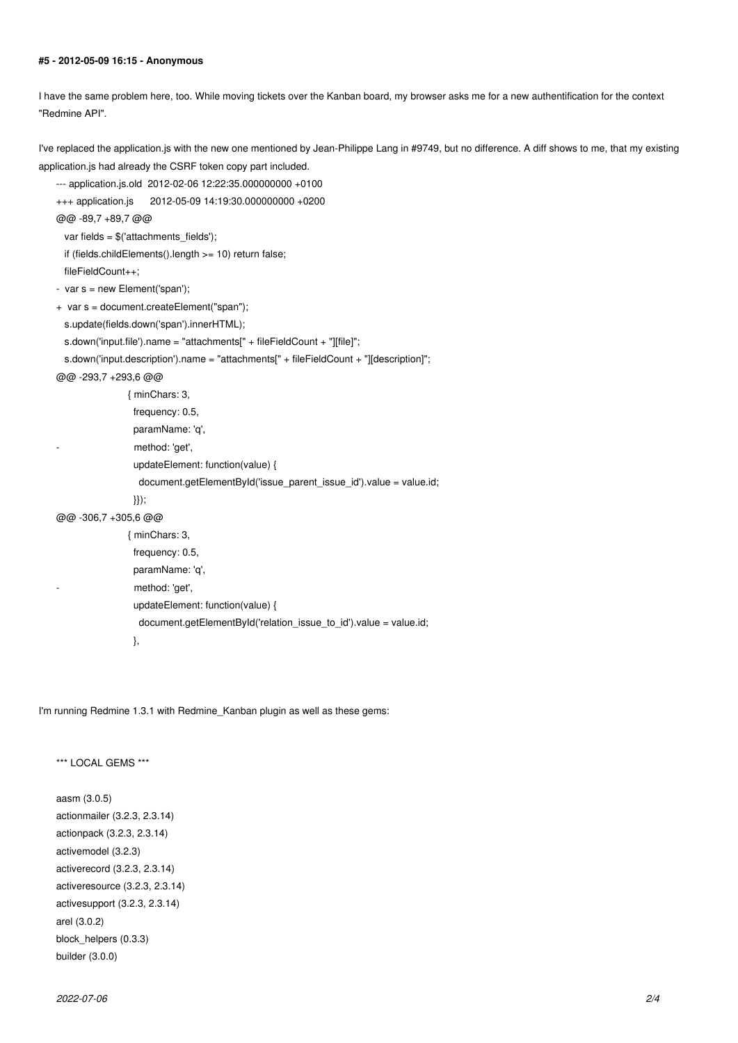#### #5 - 2012-05-09 16:15 - Anonymous

I have the same problem here, too. While moving tickets over the Kanban board, my browser asks me for a new authentification for the context "Redmine API".

I've replaced the application.js with the new one mentioned by Jean-Philippe Lang in #9749, but no difference. A diff shows to me, that my existing application.js had already the CSRF token copy part included.

```
--- application.js.old  2012-02-06 12:22:35.000000000 +0100
+++ application.js      2012-05-09 14:19:30.000000000 +0200
@@ -89,7 +89,7 @@
   var fields = $('attachments_fields');
   if (fields.childElements().length >= 10) return false;
   fileFieldCount++;
-  var s = new Element('span');
+  var s = document.createElement("span");
   s.update(fields.down('span').innerHTML);
   s.down('input.file').name = "attachments[" + fileFieldCount + "][file]";
   s.down('input.description').name = "attachments[" + fileFieldCount + "][description]";
@@ -293,7 +293,6 @@
                      { minChars: 3,
                        frequency: 0.5,
                        paramName: 'q',
-                       method: 'get',
                        updateElement: function(value) {
                          document.getElementById('issue_parent_issue_id').value = value.id;
                        }});
@@ -306,7 +305,6 @@
                      { minChars: 3,
                        frequency: 0.5,
                        paramName: 'q',
-                       method: 'get',
                        updateElement: function(value) {
                          document.getElementById('relation_issue_to_id').value = value.id;
                        },
```

I'm running Redmine 1.3.1 with Redmine_Kanban plugin as well as these gems:

```
*** LOCAL GEMS ***

aasm (3.0.5)
actionmailer (3.2.3, 2.3.14)
actionpack (3.2.3, 2.3.14)
activemodel (3.2.3)
activerecord (3.2.3, 2.3.14)
activeresource (3.2.3, 2.3.14)
activesupport (3.2.3, 2.3.14)
arel (3.0.2)
block_helpers (0.3.3)
builder (3.0.0)
```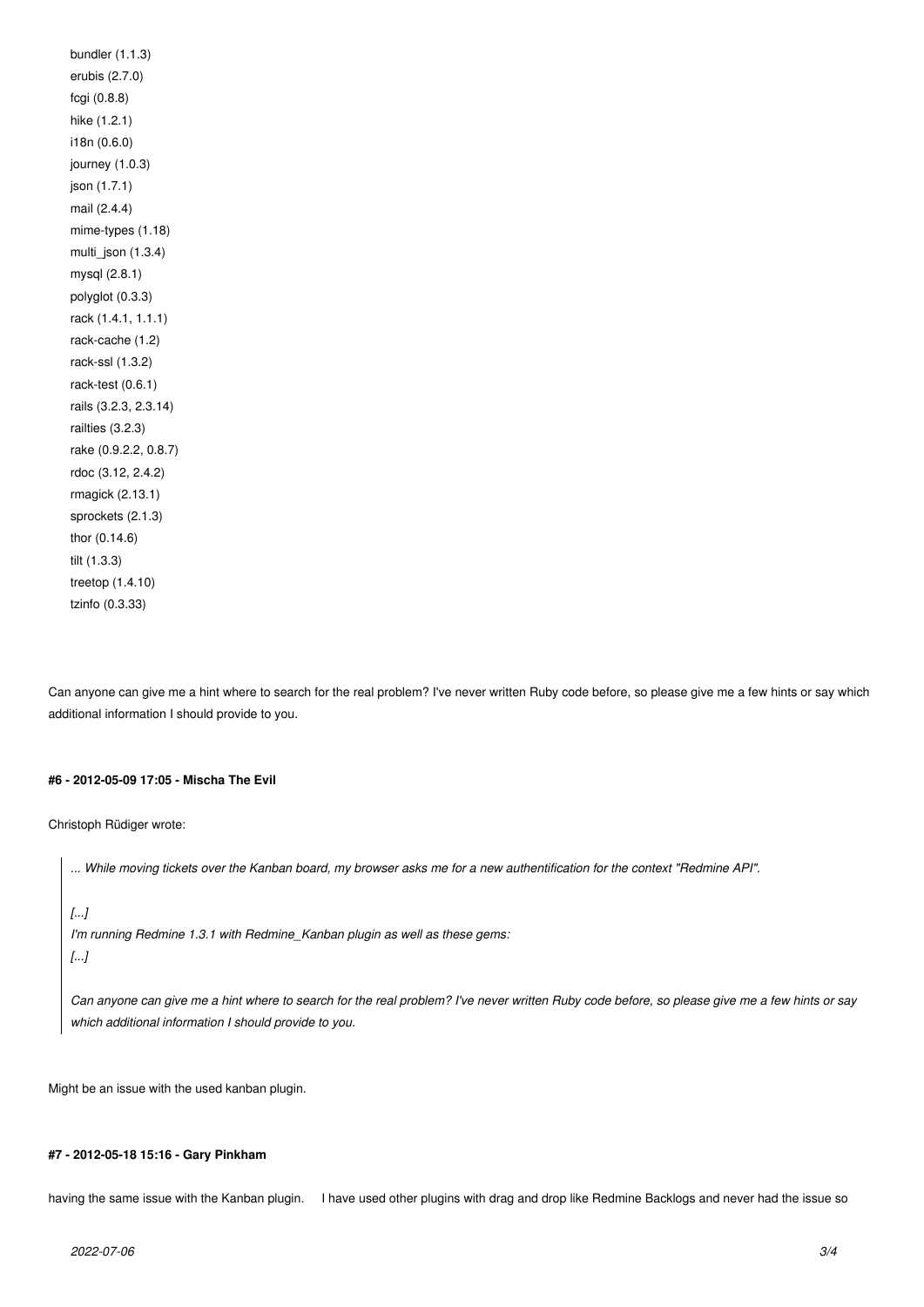bundler (1.1.3)
erubis (2.7.0)
fcgi (0.8.8)
hike (1.2.1)
i18n (0.6.0)
journey (1.0.3)
json (1.7.1)
mail (2.4.4)
mime-types (1.18)
multi_json (1.3.4)
mysql (2.8.1)
polyglot (0.3.3)
rack (1.4.1, 1.1.1)
rack-cache (1.2)
rack-ssl (1.3.2)
rack-test (0.6.1)
rails (3.2.3, 2.3.14)
railties (3.2.3)
rake (0.9.2.2, 0.8.7)
rdoc (3.12, 2.4.2)
rmagick (2.13.1)
sprockets (2.1.3)
thor (0.14.6)
tilt (1.3.3)
treetop (1.4.10)
tzinfo (0.3.33)

Can anyone can give me a hint where to search for the real problem? I've never written Ruby code before, so please give me a few hints or say which additional information I should provide to you.

#### #6 - 2012-05-09 17:05 - Mischa The Evil

Christoph Rüdiger wrote:

> *... While moving tickets over the Kanban board, my browser asks me for a new authentification for the context "Redmine API".*
>
> *[...]*
> *I'm running Redmine 1.3.1 with Redmine_Kanban plugin as well as these gems:*
> *[...]*
>
> *Can anyone can give me a hint where to search for the real problem? I've never written Ruby code before, so please give me a few hints or say which additional information I should provide to you.*

Might be an issue with the used kanban plugin.

#### #7 - 2012-05-18 15:16 - Gary Pinkham

having the same issue with the Kanban plugin. I have used other plugins with drag and drop like Redmine Backlogs and never had the issue so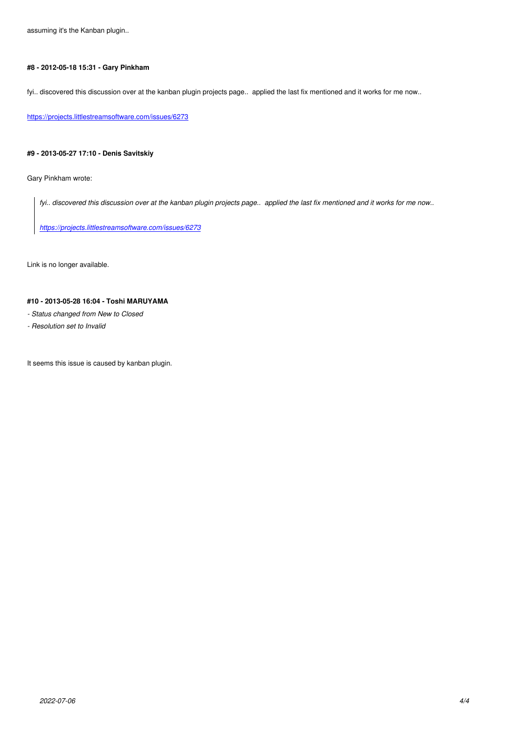assuming it's the Kanban plugin..

#### #8 - 2012-05-18 15:31 - Gary Pinkham

fyi.. discovered this discussion over at the kanban plugin projects page.. applied the last fix mentioned and it works for me now..

https://projects.littlestreamsoftware.com/issues/6273

#### #9 - 2013-05-27 17:10 - Denis Savitskiy

Gary Pinkham wrote:

> *fyi.. discovered this discussion over at the kanban plugin projects page.. applied the last fix mentioned and it works for me now..*
>
> *https://projects.littlestreamsoftware.com/issues/6273*

Link is no longer available.

#### #10 - 2013-05-28 16:04 - Toshi MARUYAMA

- *Status changed from New to Closed*
- *Resolution set to Invalid*

It seems this issue is caused by kanban plugin.